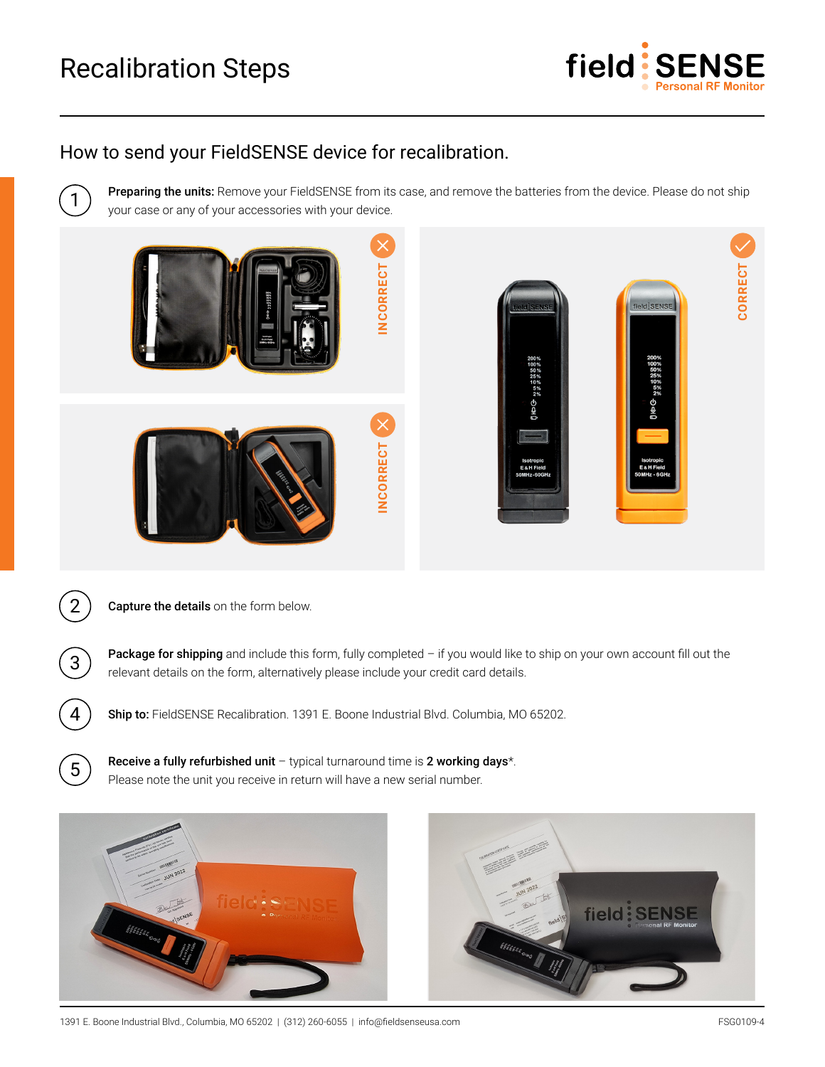# Recalibration Steps

## How to send your FieldSENSE device for recalibration.

1. **Preparing the units:** Remove your FieldSENSE from its case, and remove the batteries from the device. Please do not ship your case or any of your accessories with your device.

INCORRECT

INCORRECT

CORRECT

2. **Capture the details** on the form below.

3. **Package for shipping** and include this form, fully completed – if you would like to ship on your own account fill out the relevant details on the form, alternatively please include your credit card details.

4. **Ship to:** FieldSENSE Recalibration. 1391 E. Boone Industrial Blvd. Columbia, MO 65202.

5. **Receive a fully refurbished unit** – typical turnaround time is **2 working days***. Please note the unit you receive in return will have a new serial number.

1391 E. Boone Industrial Blvd., Columbia, MO 65202 | (312) 260-6055 | info@fieldsenseusa.com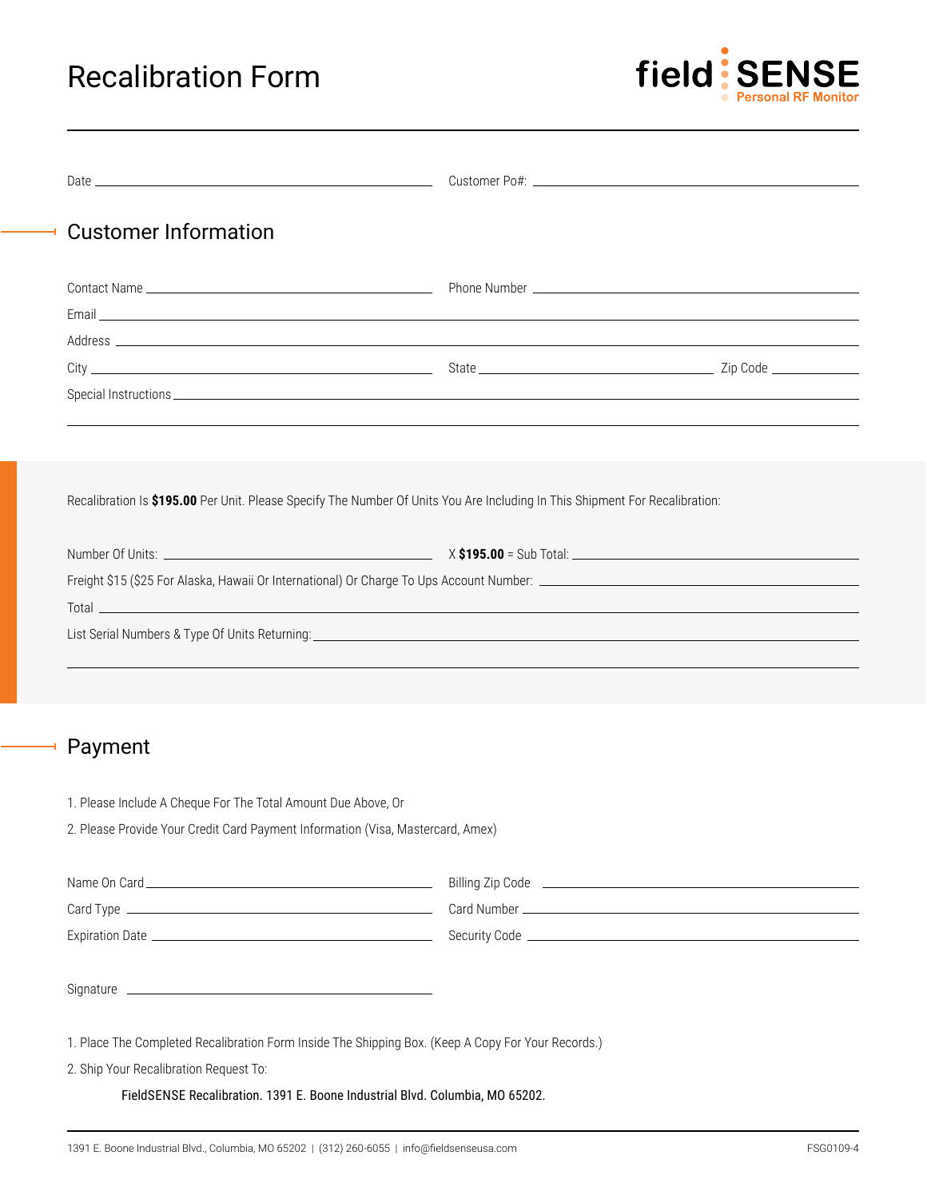# Recalibration Form

field SENSE
Personal RF Monitor

Date ______________________ Customer Po#: ______________________

## Customer Information

Contact Name ______________________ Phone Number ______________________

Email ______________________

Address ______________________

City ______________________ State ______________________ Zip Code ____________

Special Instructions ______________________

Recalibration Is **$195.00** Per Unit. Please Specify The Number Of Units You Are Including In This Shipment For Recalibration:

Number Of Units: ______________________ X **$195.00** = Sub Total: ______________________

Freight $15 ($25 For Alaska, Hawaii Or International) Or Charge To Ups Account Number: ______________________

Total ______________________

List Serial Numbers & Type Of Units Returning: ______________________

## Payment

1. Please Include A Cheque For The Total Amount Due Above, Or
2. Please Provide Your Credit Card Payment Information (Visa, Mastercard, Amex)

Name On Card ______________________ Billing Zip Code ______________________

Card Type ______________________ Card Number ______________________

Expiration Date ______________________ Security Code ______________________

Signature ______________________

1. Place The Completed Recalibration Form Inside The Shipping Box. (Keep A Copy For Your Records.)
2. Ship Your Recalibration Request To:

FieldSENSE Recalibration. 1391 E. Boone Industrial Blvd. Columbia, MO 65202.

1391 E. Boone Industrial Blvd., Columbia, MO 65202 | (312) 260-6055 | info@fieldsenseusa.com

FSG0109-4